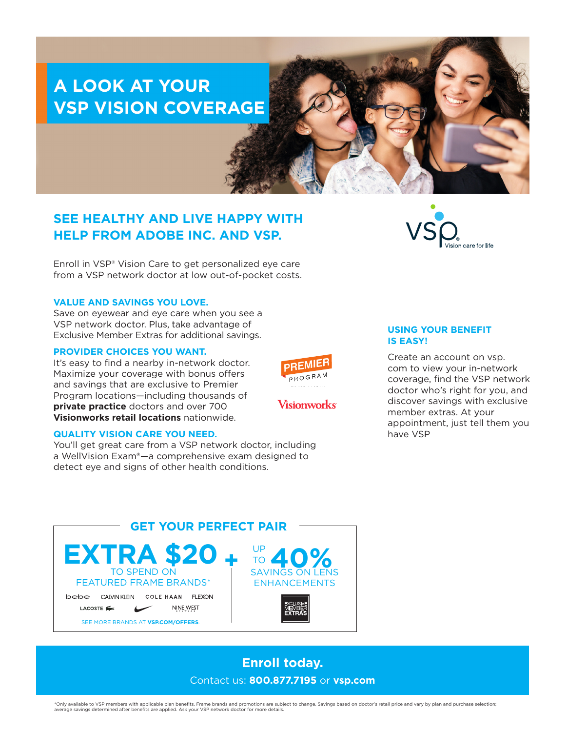# A LOOK AT YOUR VSP VISION COVERAGE

## SEE HEALTHY AND LIVE HAPPY WITH HELP FROM ADOBE INC. AND VSP.

Enroll in VSP® Vision Care to get personalized eye care from a VSP network doctor at low out-of-pocket costs.

### VALUE AND SAVINGS YOU LOVE.

Save on eyewear and eye care when you see a VSP network doctor. Plus, take advantage of Exclusive Member Extras for additional savings.

### PROVIDER CHOICES YOU WANT.

It's easy to find a nearby in-network doctor. Maximize your coverage with bonus offers and savings that are exclusive to Premier Program locations—including thousands of **private practice** doctors and over 700 **Visionworks retail locations** nationwide.

PREMIER PROGRAM

Visionworks

### QUALITY VISION CARE YOU NEED.

You'll get great care from a VSP network doctor, including a WellVision Exam®—a comprehensive exam designed to detect eye and signs of other health conditions.

### USING YOUR BENEFIT IS EASY!

Create an account on vsp.com to view your in-network coverage, find the VSP network doctor who's right for you, and discover savings with exclusive member extras. At your appointment, just tell them you have VSP

## GET YOUR PERFECT PAIR

**EXTRA $20** TO SPEND ON FEATURED FRAME BRANDS* + UP TO **40%** SAVINGS ON LENS ENHANCEMENTS

bebe | CALVIN KLEIN | COLE HAAN | FLEXON | LACOSTE | NINE WEST

SEE MORE BRANDS AT **VSP.COM/OFFERS**.

EXCLUSIVE MEMBER EXTRAS

## Enroll today.

Contact us: **800.877.7195** or **vsp.com**

*Only available to VSP members with applicable plan benefits. Frame brands and promotions are subject to change. Savings based on doctor's retail price and vary by plan and purchase selection; average savings determined after benefits are applied. Ask your VSP network doctor for more details.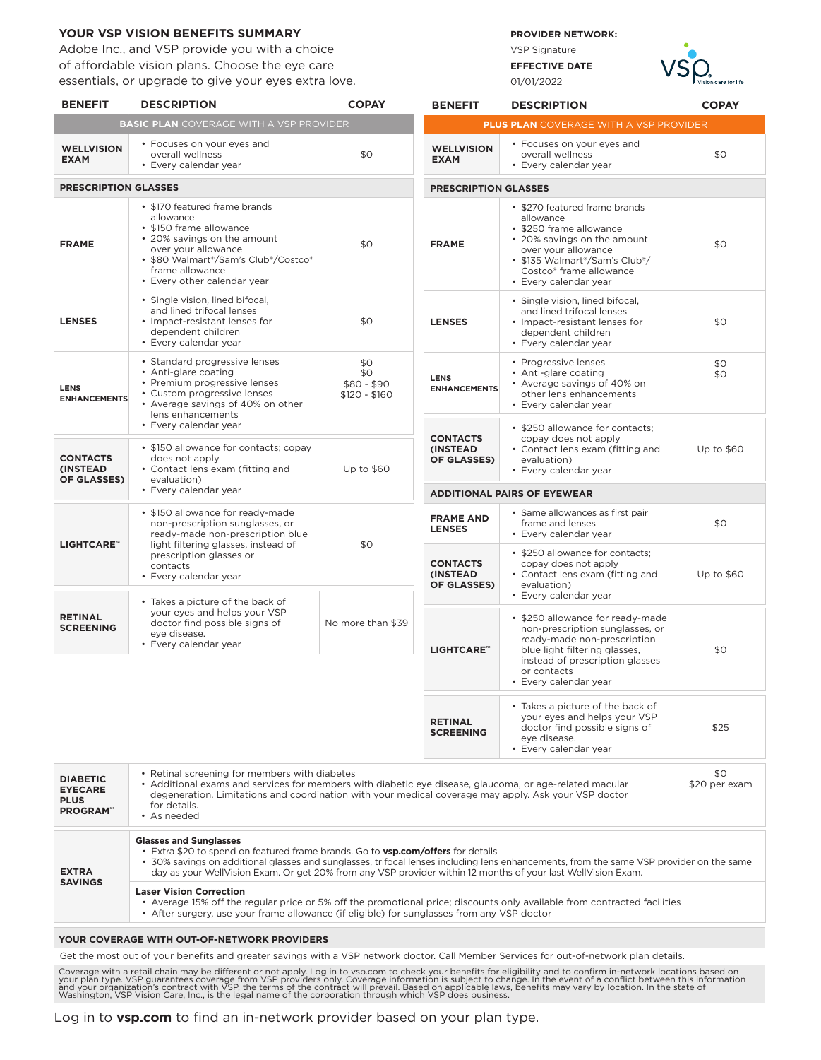# YOUR VSP VISION BENEFITS SUMMARY

Adobe Inc., and VSP provide you with a choice of affordable vision plans. Choose the eye care essentials, or upgrade to give your eyes extra love.

**PROVIDER NETWORK:**
VSP Signature

**EFFECTIVE DATE**
01/01/2022

| BENEFIT | DESCRIPTION | COPAY |
|---|---|---|
| **BASIC PLAN** COVERAGE WITH A VSP PROVIDER | | |
| **WELLVISION EXAM** | • Focuses on your eyes and overall wellness<br>• Every calendar year | $0 |
| **PRESCRIPTION GLASSES** | | |
| **FRAME** | • $170 featured frame brands allowance<br>• $150 frame allowance<br>• 20% savings on the amount over your allowance<br>• $80 Walmart®/Sam's Club®/Costco® frame allowance<br>• Every other calendar year | $0 |
| **LENSES** | • Single vision, lined bifocal, and lined trifocal lenses<br>• Impact-resistant lenses for dependent children<br>• Every calendar year | $0 |
| **LENS ENHANCEMENTS** | • Standard progressive lenses<br>• Anti-glare coating<br>• Premium progressive lenses<br>• Custom progressive lenses<br>• Average savings of 40% on other lens enhancements<br>• Every calendar year | $0<br>$0<br>$80 - $90<br>$120 - $160 |
| **CONTACTS (INSTEAD OF GLASSES)** | • $150 allowance for contacts; copay does not apply<br>• Contact lens exam (fitting and evaluation)<br>• Every calendar year | Up to $60 |
| **LIGHTCARE™** | • $150 allowance for ready-made non-prescription sunglasses, or ready-made non-prescription blue light filtering glasses, instead of prescription glasses or contacts<br>• Every calendar year | $0 |
| **RETINAL SCREENING** | • Takes a picture of the back of your eyes and helps your VSP doctor find possible signs of eye disease.<br>• Every calendar year | No more than $39 |

| BENEFIT | DESCRIPTION | COPAY |
|---|---|---|
| **PLUS PLAN** COVERAGE WITH A VSP PROVIDER | | |
| **WELLVISION EXAM** | • Focuses on your eyes and overall wellness<br>• Every calendar year | $0 |
| **PRESCRIPTION GLASSES** | | |
| **FRAME** | • $270 featured frame brands allowance<br>• $250 frame allowance<br>• 20% savings on the amount over your allowance<br>• $135 Walmart®/Sam's Club®/Costco® frame allowance<br>• Every calendar year | $0 |
| **LENSES** | • Single vision, lined bifocal, and lined trifocal lenses<br>• Impact-resistant lenses for dependent children<br>• Every calendar year | $0 |
| **LENS ENHANCEMENTS** | • Progressive lenses<br>• Anti-glare coating<br>• Average savings of 40% on other lens enhancements<br>• Every calendar year | $0<br>$0 |
| **CONTACTS (INSTEAD OF GLASSES)** | • $250 allowance for contacts; copay does not apply<br>• Contact lens exam (fitting and evaluation)<br>• Every calendar year | Up to $60 |
| **ADDITIONAL PAIRS OF EYEWEAR** | | |
| **FRAME AND LENSES** | • Same allowances as first pair frame and lenses<br>• Every calendar year | $0 |
| **CONTACTS (INSTEAD OF GLASSES)** | • $250 allowance for contacts; copay does not apply<br>• Contact lens exam (fitting and evaluation)<br>• Every calendar year | Up to $60 |
| **LIGHTCARE™** | • $250 allowance for ready-made non-prescription sunglasses, or ready-made non-prescription blue light filtering glasses, instead of prescription glasses or contacts<br>• Every calendar year | $0 |
| **RETINAL SCREENING** | • Takes a picture of the back of your eyes and helps your VSP doctor find possible signs of eye disease.<br>• Every calendar year | $25 |

| | | |
|---|---|---|
| **DIABETIC EYECARE PLUS PROGRAM℠** | • Retinal screening for members with diabetes<br>• Additional exams and services for members with diabetic eye disease, glaucoma, or age-related macular degeneration. Limitations and coordination with your medical coverage may apply. Ask your VSP doctor for details.<br>• As needed | $0<br>$20 per exam |
| **EXTRA SAVINGS** | **Glasses and Sunglasses**<br>• Extra $20 to spend on featured frame brands. Go to **vsp.com/offers** for details<br>• 30% savings on additional glasses and sunglasses, trifocal lenses including lens enhancements, from the same VSP provider on the same day as your WellVision Exam. Or get 20% from any VSP provider within 12 months of your last WellVision Exam.<br>**Laser Vision Correction**<br>• Average 15% off the regular price or 5% off the promotional price; discounts only available from contracted facilities<br>• After surgery, use your frame allowance (if eligible) for sunglasses from any VSP doctor | |

**YOUR COVERAGE WITH OUT-OF-NETWORK PROVIDERS**

Get the most out of your benefits and greater savings with a VSP network doctor. Call Member Services for out-of-network plan details.

Coverage with a retail chain may be different or not apply. Log in to vsp.com to check your benefits for eligibility and to confirm in-network locations based on your plan type. VSP guarantees coverage from VSP providers only. Coverage information is subject to change. In the event of a conflict between this information and your organization's contract with VSP, the terms of the contract will prevail. Based on applicable laws, benefits may vary by location. In the state of Washington, VSP Vision Care, Inc., is the legal name of the corporation through which VSP does business.

Log in to **vsp.com** to find an in-network provider based on your plan type.